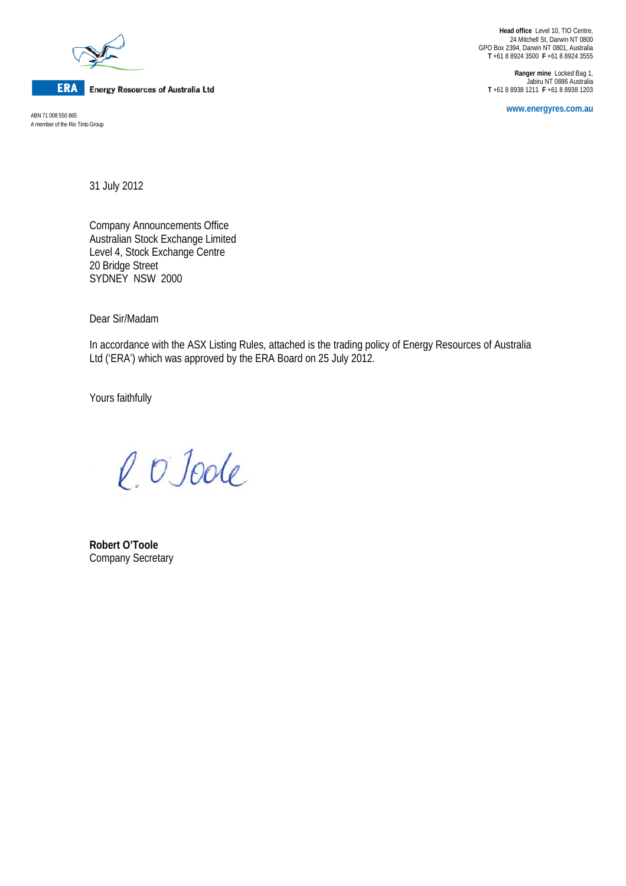**ERA** Energy Resources of Australia Ltd

ABN 71 008 550 865
A member of the Rio Tinto Group

**Head office** Level 10, TIO Centre,
24 Mitchell St, Darwin NT 0800
GPO Box 2394, Darwin NT 0801, Australia
**T** +61 8 8924 3500 **F** +61 8 8924 3555

**Ranger mine** Locked Bag 1,
Jabiru NT 0886 Australia
**T** +61 8 8938 1211 **F** +61 8 8938 1203

**www.energyres.com.au**

31 July 2012

Company Announcements Office
Australian Stock Exchange Limited
Level 4, Stock Exchange Centre
20 Bridge Street
SYDNEY NSW 2000

Dear Sir/Madam

In accordance with the ASX Listing Rules, attached is the trading policy of Energy Resources of Australia Ltd ('ERA') which was approved by the ERA Board on 25 July 2012.

Yours faithfully

R. O'Toole

**Robert O'Toole**
Company Secretary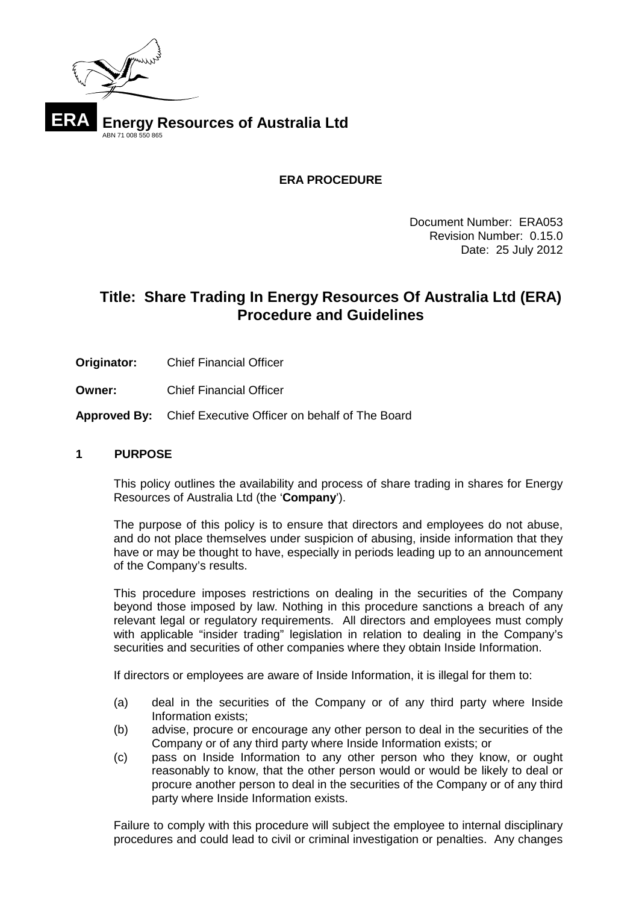**ERA** **Energy Resources of Australia Ltd**
ABN 71 008 550 865

**ERA PROCEDURE**

Document Number: ERA053
Revision Number: 0.15.0
Date: 25 July 2012

# Title: Share Trading In Energy Resources Of Australia Ltd (ERA) Procedure and Guidelines

**Originator:** Chief Financial Officer

**Owner:** Chief Financial Officer

**Approved By:** Chief Executive Officer on behalf of The Board

## 1 PURPOSE

This policy outlines the availability and process of share trading in shares for Energy Resources of Australia Ltd (the '**Company**').

The purpose of this policy is to ensure that directors and employees do not abuse, and do not place themselves under suspicion of abusing, inside information that they have or may be thought to have, especially in periods leading up to an announcement of the Company's results.

This procedure imposes restrictions on dealing in the securities of the Company beyond those imposed by law. Nothing in this procedure sanctions a breach of any relevant legal or regulatory requirements. All directors and employees must comply with applicable "insider trading" legislation in relation to dealing in the Company's securities and securities of other companies where they obtain Inside Information.

If directors or employees are aware of Inside Information, it is illegal for them to:

(a) deal in the securities of the Company or of any third party where Inside Information exists;
(b) advise, procure or encourage any other person to deal in the securities of the Company or of any third party where Inside Information exists; or
(c) pass on Inside Information to any other person who they know, or ought reasonably to know, that the other person would or would be likely to deal or procure another person to deal in the securities of the Company or of any third party where Inside Information exists.

Failure to comply with this procedure will subject the employee to internal disciplinary procedures and could lead to civil or criminal investigation or penalties. Any changes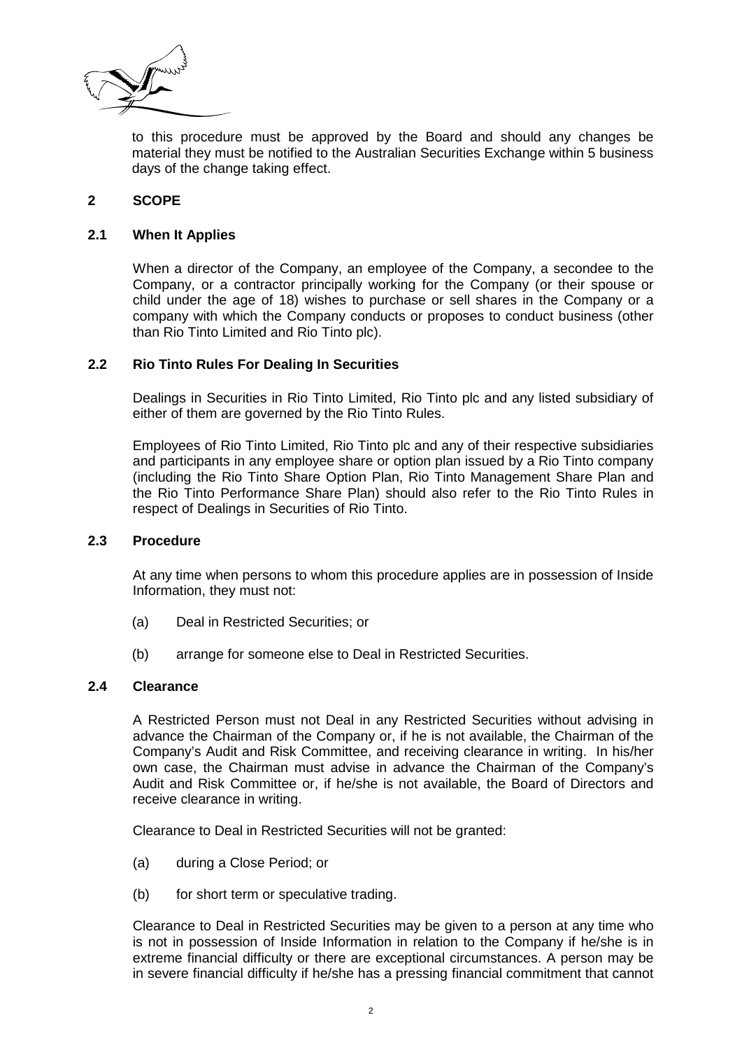to this procedure must be approved by the Board and should any changes be material they must be notified to the Australian Securities Exchange within 5 business days of the change taking effect.

## 2 SCOPE

### 2.1 When It Applies

When a director of the Company, an employee of the Company, a secondee to the Company, or a contractor principally working for the Company (or their spouse or child under the age of 18) wishes to purchase or sell shares in the Company or a company with which the Company conducts or proposes to conduct business (other than Rio Tinto Limited and Rio Tinto plc).

### 2.2 Rio Tinto Rules For Dealing In Securities

Dealings in Securities in Rio Tinto Limited, Rio Tinto plc and any listed subsidiary of either of them are governed by the Rio Tinto Rules.

Employees of Rio Tinto Limited, Rio Tinto plc and any of their respective subsidiaries and participants in any employee share or option plan issued by a Rio Tinto company (including the Rio Tinto Share Option Plan, Rio Tinto Management Share Plan and the Rio Tinto Performance Share Plan) should also refer to the Rio Tinto Rules in respect of Dealings in Securities of Rio Tinto.

### 2.3 Procedure

At any time when persons to whom this procedure applies are in possession of Inside Information, they must not:

(a) Deal in Restricted Securities; or

(b) arrange for someone else to Deal in Restricted Securities.

### 2.4 Clearance

A Restricted Person must not Deal in any Restricted Securities without advising in advance the Chairman of the Company or, if he is not available, the Chairman of the Company's Audit and Risk Committee, and receiving clearance in writing. In his/her own case, the Chairman must advise in advance the Chairman of the Company's Audit and Risk Committee or, if he/she is not available, the Board of Directors and receive clearance in writing.

Clearance to Deal in Restricted Securities will not be granted:

(a) during a Close Period; or

(b) for short term or speculative trading.

Clearance to Deal in Restricted Securities may be given to a person at any time who is not in possession of Inside Information in relation to the Company if he/she is in extreme financial difficulty or there are exceptional circumstances. A person may be in severe financial difficulty if he/she has a pressing financial commitment that cannot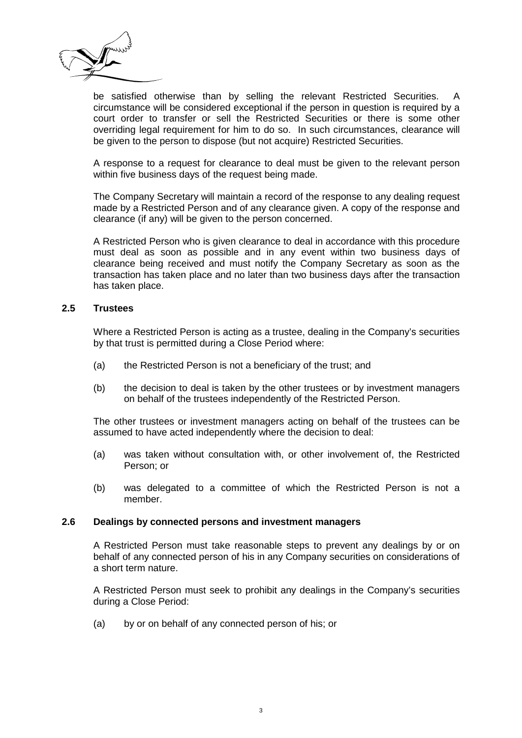be satisfied otherwise than by selling the relevant Restricted Securities. A circumstance will be considered exceptional if the person in question is required by a court order to transfer or sell the Restricted Securities or there is some other overriding legal requirement for him to do so. In such circumstances, clearance will be given to the person to dispose (but not acquire) Restricted Securities.

A response to a request for clearance to deal must be given to the relevant person within five business days of the request being made.

The Company Secretary will maintain a record of the response to any dealing request made by a Restricted Person and of any clearance given. A copy of the response and clearance (if any) will be given to the person concerned.

A Restricted Person who is given clearance to deal in accordance with this procedure must deal as soon as possible and in any event within two business days of clearance being received and must notify the Company Secretary as soon as the transaction has taken place and no later than two business days after the transaction has taken place.

### 2.5 Trustees

Where a Restricted Person is acting as a trustee, dealing in the Company's securities by that trust is permitted during a Close Period where:

(a) the Restricted Person is not a beneficiary of the trust; and

(b) the decision to deal is taken by the other trustees or by investment managers on behalf of the trustees independently of the Restricted Person.

The other trustees or investment managers acting on behalf of the trustees can be assumed to have acted independently where the decision to deal:

(a) was taken without consultation with, or other involvement of, the Restricted Person; or

(b) was delegated to a committee of which the Restricted Person is not a member.

### 2.6 Dealings by connected persons and investment managers

A Restricted Person must take reasonable steps to prevent any dealings by or on behalf of any connected person of his in any Company securities on considerations of a short term nature.

A Restricted Person must seek to prohibit any dealings in the Company's securities during a Close Period:

(a) by or on behalf of any connected person of his; or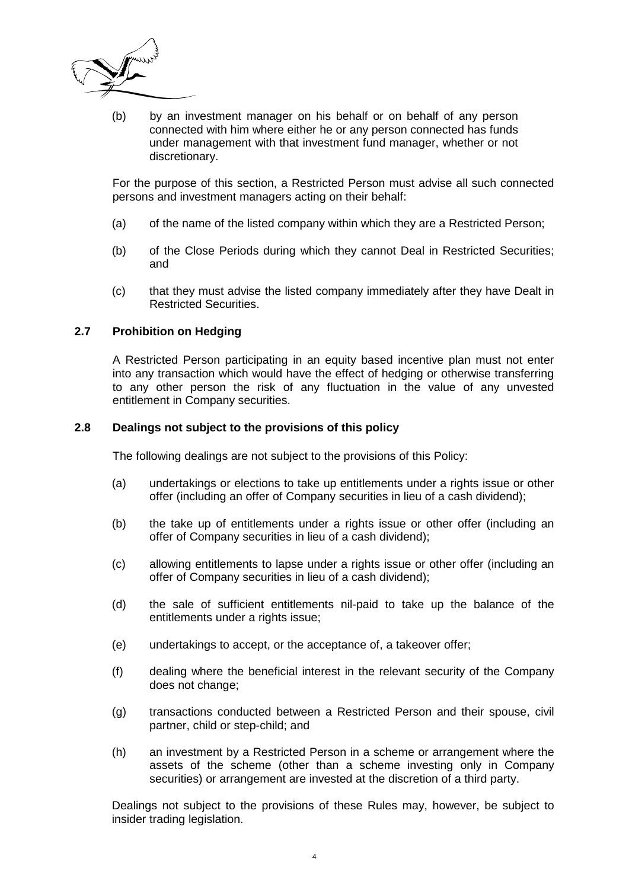(b) by an investment manager on his behalf or on behalf of any person connected with him where either he or any person connected has funds under management with that investment fund manager, whether or not discretionary.

For the purpose of this section, a Restricted Person must advise all such connected persons and investment managers acting on their behalf:

(a) of the name of the listed company within which they are a Restricted Person;

(b) of the Close Periods during which they cannot Deal in Restricted Securities; and

(c) that they must advise the listed company immediately after they have Dealt in Restricted Securities.

### 2.7 Prohibition on Hedging

A Restricted Person participating in an equity based incentive plan must not enter into any transaction which would have the effect of hedging or otherwise transferring to any other person the risk of any fluctuation in the value of any unvested entitlement in Company securities.

### 2.8 Dealings not subject to the provisions of this policy

The following dealings are not subject to the provisions of this Policy:

(a) undertakings or elections to take up entitlements under a rights issue or other offer (including an offer of Company securities in lieu of a cash dividend);

(b) the take up of entitlements under a rights issue or other offer (including an offer of Company securities in lieu of a cash dividend);

(c) allowing entitlements to lapse under a rights issue or other offer (including an offer of Company securities in lieu of a cash dividend);

(d) the sale of sufficient entitlements nil-paid to take up the balance of the entitlements under a rights issue;

(e) undertakings to accept, or the acceptance of, a takeover offer;

(f) dealing where the beneficial interest in the relevant security of the Company does not change;

(g) transactions conducted between a Restricted Person and their spouse, civil partner, child or step-child; and

(h) an investment by a Restricted Person in a scheme or arrangement where the assets of the scheme (other than a scheme investing only in Company securities) or arrangement are invested at the discretion of a third party.

Dealings not subject to the provisions of these Rules may, however, be subject to insider trading legislation.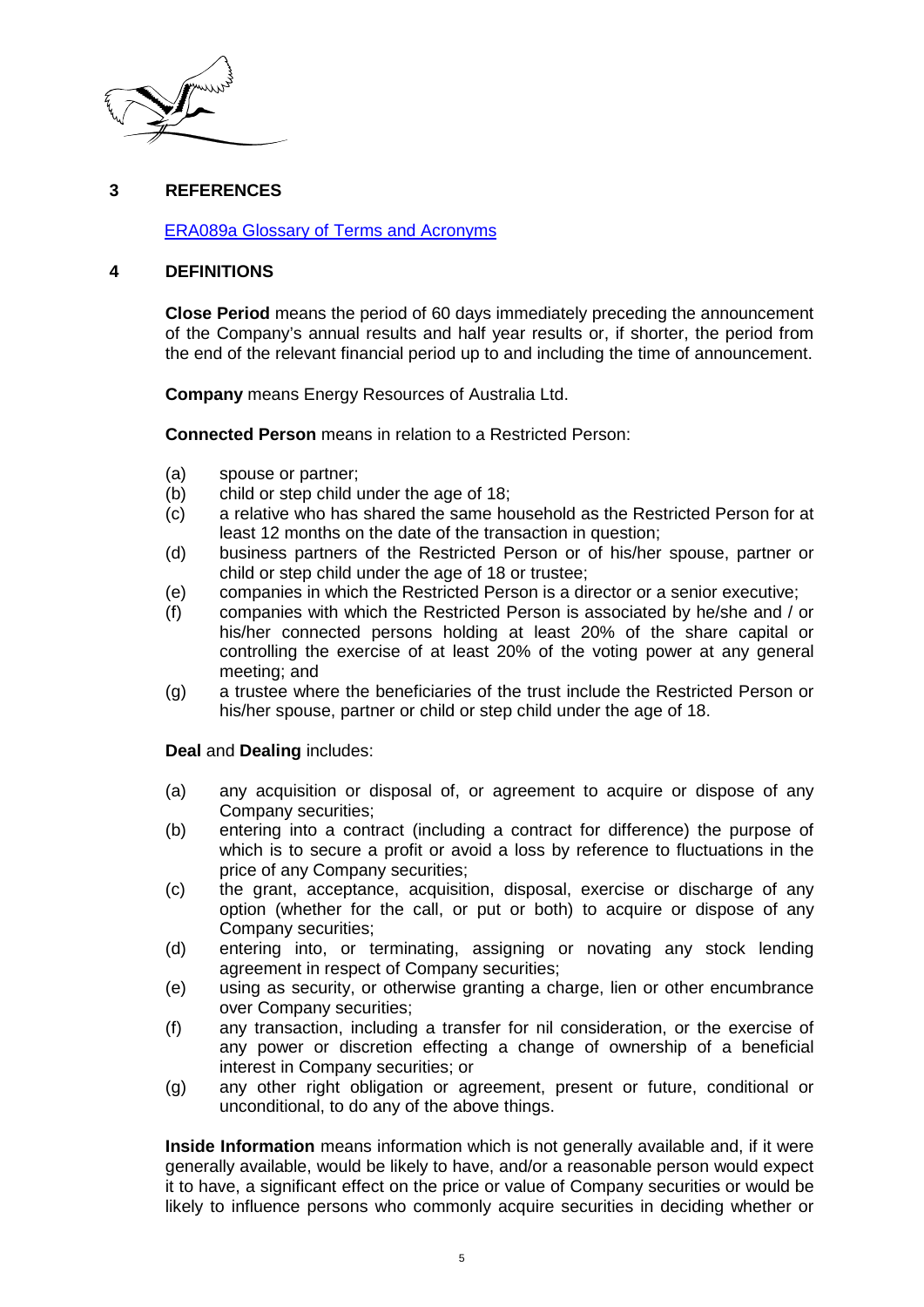## 3 REFERENCES

[ERA089a Glossary of Terms and Acronyms]

## 4 DEFINITIONS

**Close Period** means the period of 60 days immediately preceding the announcement of the Company's annual results and half year results or, if shorter, the period from the end of the relevant financial period up to and including the time of announcement.

**Company** means Energy Resources of Australia Ltd.

**Connected Person** means in relation to a Restricted Person:

(a) spouse or partner;
(b) child or step child under the age of 18;
(c) a relative who has shared the same household as the Restricted Person for at least 12 months on the date of the transaction in question;
(d) business partners of the Restricted Person or of his/her spouse, partner or child or step child under the age of 18 or trustee;
(e) companies in which the Restricted Person is a director or a senior executive;
(f) companies with which the Restricted Person is associated by he/she and / or his/her connected persons holding at least 20% of the share capital or controlling the exercise of at least 20% of the voting power at any general meeting; and
(g) a trustee where the beneficiaries of the trust include the Restricted Person or his/her spouse, partner or child or step child under the age of 18.

**Deal** and **Dealing** includes:

(a) any acquisition or disposal of, or agreement to acquire or dispose of any Company securities;
(b) entering into a contract (including a contract for difference) the purpose of which is to secure a profit or avoid a loss by reference to fluctuations in the price of any Company securities;
(c) the grant, acceptance, acquisition, disposal, exercise or discharge of any option (whether for the call, or put or both) to acquire or dispose of any Company securities;
(d) entering into, or terminating, assigning or novating any stock lending agreement in respect of Company securities;
(e) using as security, or otherwise granting a charge, lien or other encumbrance over Company securities;
(f) any transaction, including a transfer for nil consideration, or the exercise of any power or discretion effecting a change of ownership of a beneficial interest in Company securities; or
(g) any other right obligation or agreement, present or future, conditional or unconditional, to do any of the above things.

**Inside Information** means information which is not generally available and, if it were generally available, would be likely to have, and/or a reasonable person would expect it to have, a significant effect on the price or value of Company securities or would be likely to influence persons who commonly acquire securities in deciding whether or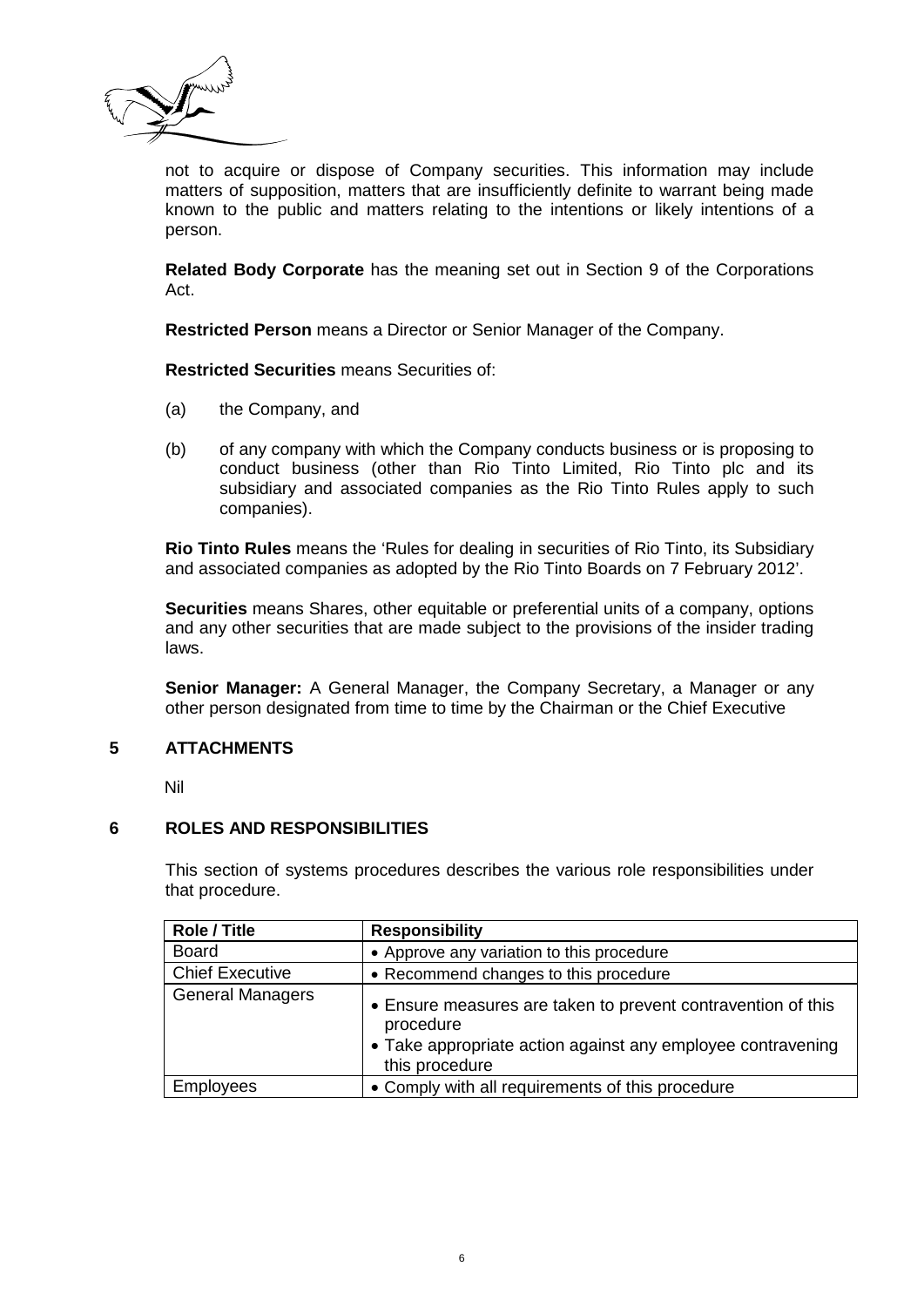not to acquire or dispose of Company securities. This information may include matters of supposition, matters that are insufficiently definite to warrant being made known to the public and matters relating to the intentions or likely intentions of a person.

**Related Body Corporate** has the meaning set out in Section 9 of the Corporations Act.

**Restricted Person** means a Director or Senior Manager of the Company.

**Restricted Securities** means Securities of:

(a) the Company, and

(b) of any company with which the Company conducts business or is proposing to conduct business (other than Rio Tinto Limited, Rio Tinto plc and its subsidiary and associated companies as the Rio Tinto Rules apply to such companies).

**Rio Tinto Rules** means the 'Rules for dealing in securities of Rio Tinto, its Subsidiary and associated companies as adopted by the Rio Tinto Boards on 7 February 2012'.

**Securities** means Shares, other equitable or preferential units of a company, options and any other securities that are made subject to the provisions of the insider trading laws.

**Senior Manager:** A General Manager, the Company Secretary, a Manager or any other person designated from time to time by the Chairman or the Chief Executive

## 5 ATTACHMENTS

Nil

## 6 ROLES AND RESPONSIBILITIES

This section of systems procedures describes the various role responsibilities under that procedure.

| Role / Title | Responsibility |
|---|---|
| Board | • Approve any variation to this procedure |
| Chief Executive | • Recommend changes to this procedure |
| General Managers | • Ensure measures are taken to prevent contravention of this procedure<br>• Take appropriate action against any employee contravening this procedure |
| Employees | • Comply with all requirements of this procedure |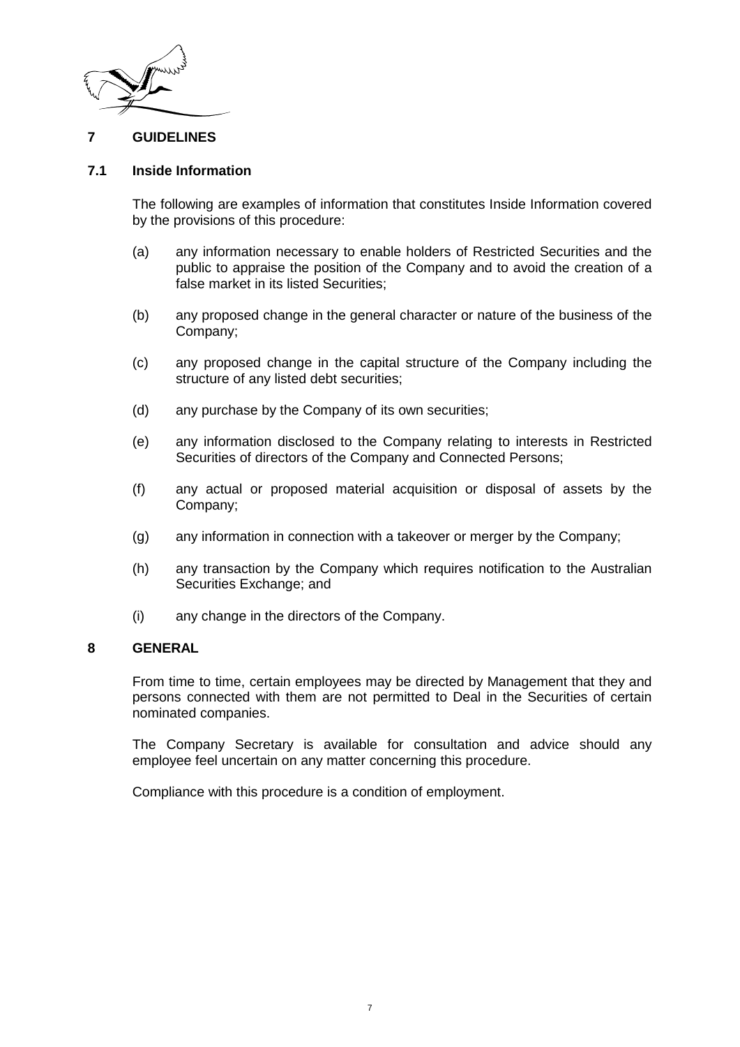## 7 GUIDELINES

### 7.1 Inside Information

The following are examples of information that constitutes Inside Information covered by the provisions of this procedure:

(a) any information necessary to enable holders of Restricted Securities and the public to appraise the position of the Company and to avoid the creation of a false market in its listed Securities;

(b) any proposed change in the general character or nature of the business of the Company;

(c) any proposed change in the capital structure of the Company including the structure of any listed debt securities;

(d) any purchase by the Company of its own securities;

(e) any information disclosed to the Company relating to interests in Restricted Securities of directors of the Company and Connected Persons;

(f) any actual or proposed material acquisition or disposal of assets by the Company;

(g) any information in connection with a takeover or merger by the Company;

(h) any transaction by the Company which requires notification to the Australian Securities Exchange; and

(i) any change in the directors of the Company.

## 8 GENERAL

From time to time, certain employees may be directed by Management that they and persons connected with them are not permitted to Deal in the Securities of certain nominated companies.

The Company Secretary is available for consultation and advice should any employee feel uncertain on any matter concerning this procedure.

Compliance with this procedure is a condition of employment.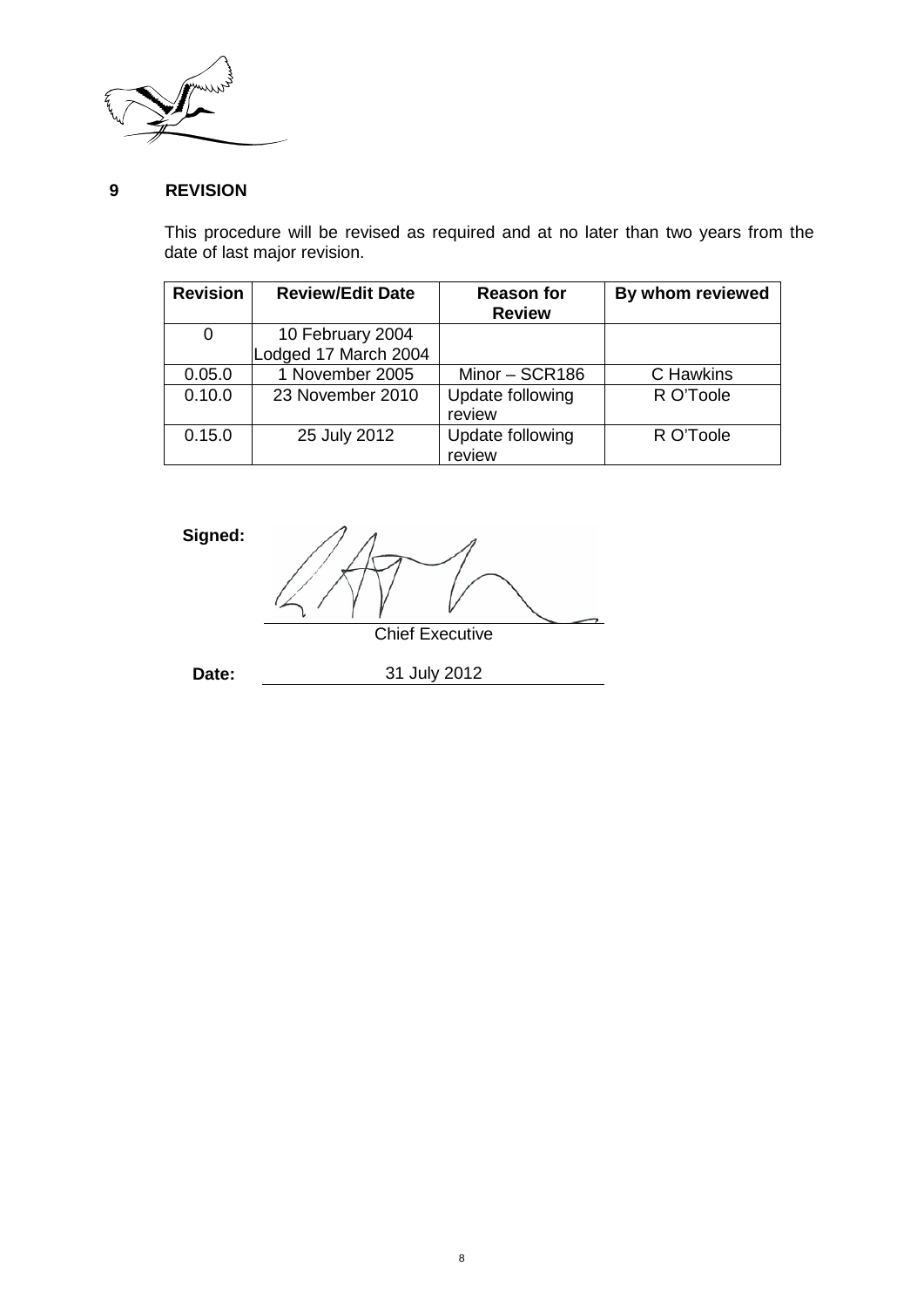## 9 REVISION

This procedure will be revised as required and at no later than two years from the date of last major revision.

| Revision | Review/Edit Date | Reason for Review | By whom reviewed |
|---|---|---|---|
| 0 | 10 February 2004<br>Lodged 17 March 2004 | | |
| 0.05.0 | 1 November 2005 | Minor – SCR186 | C Hawkins |
| 0.10.0 | 23 November 2010 | Update following review | R O'Toole |
| 0.15.0 | 25 July 2012 | Update following review | R O'Toole |

**Signed:** ______________________
Chief Executive

**Date:** 31 July 2012